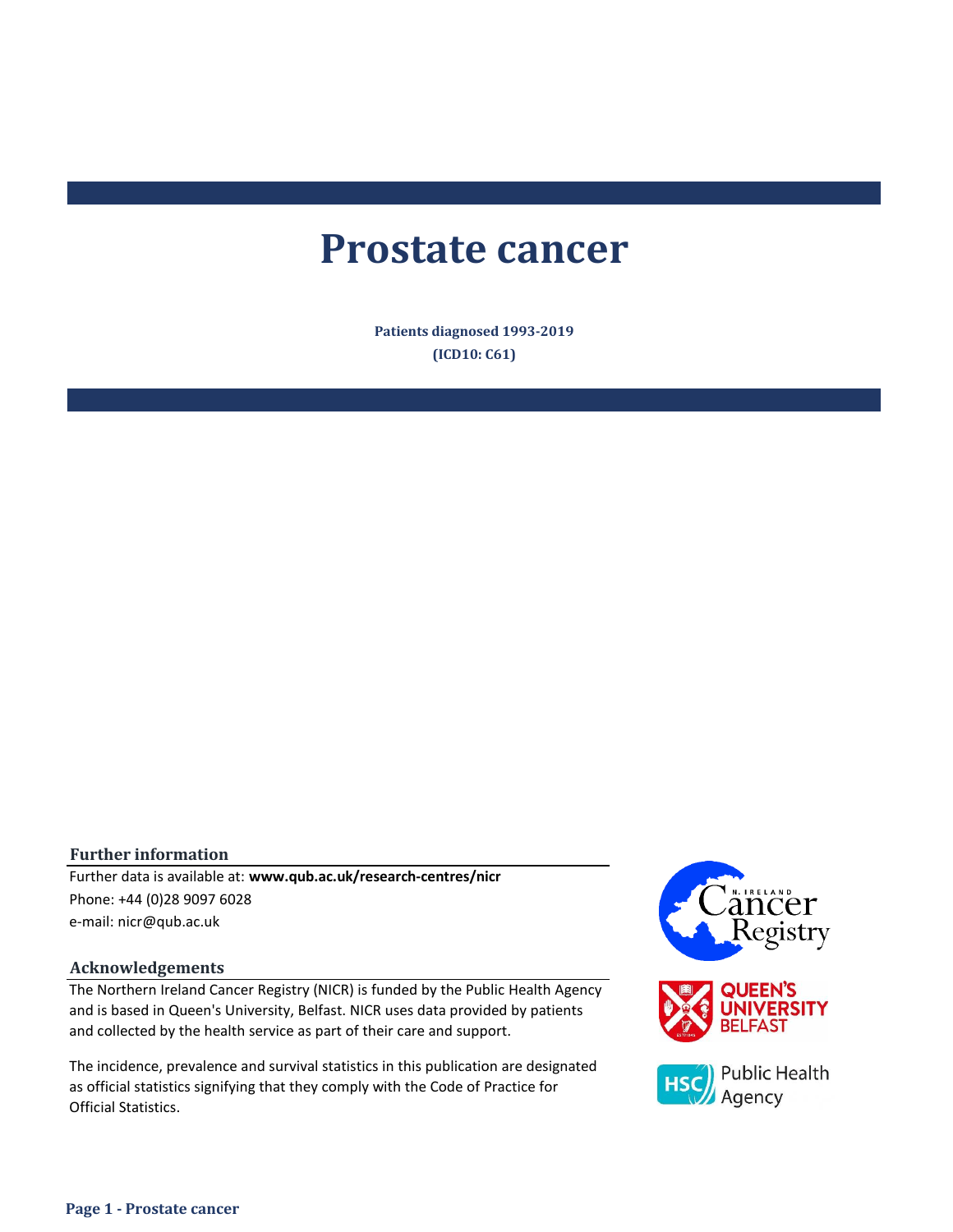# Prostate cancer

**Patients diagnosed 1993-2019**
**(ICD10: C61)**

## Further information

Further data is available at: **www.qub.ac.uk/research-centres/nicr**
Phone: +44 (0)28 9097 6028
e-mail: nicr@qub.ac.uk

## Acknowledgements

The Northern Ireland Cancer Registry (NICR) is funded by the Public Health Agency and is based in Queen's University, Belfast. NICR uses data provided by patients and collected by the health service as part of their care and support.

The incidence, prevalence and survival statistics in this publication are designated as official statistics signifying that they comply with the Code of Practice for Official Statistics.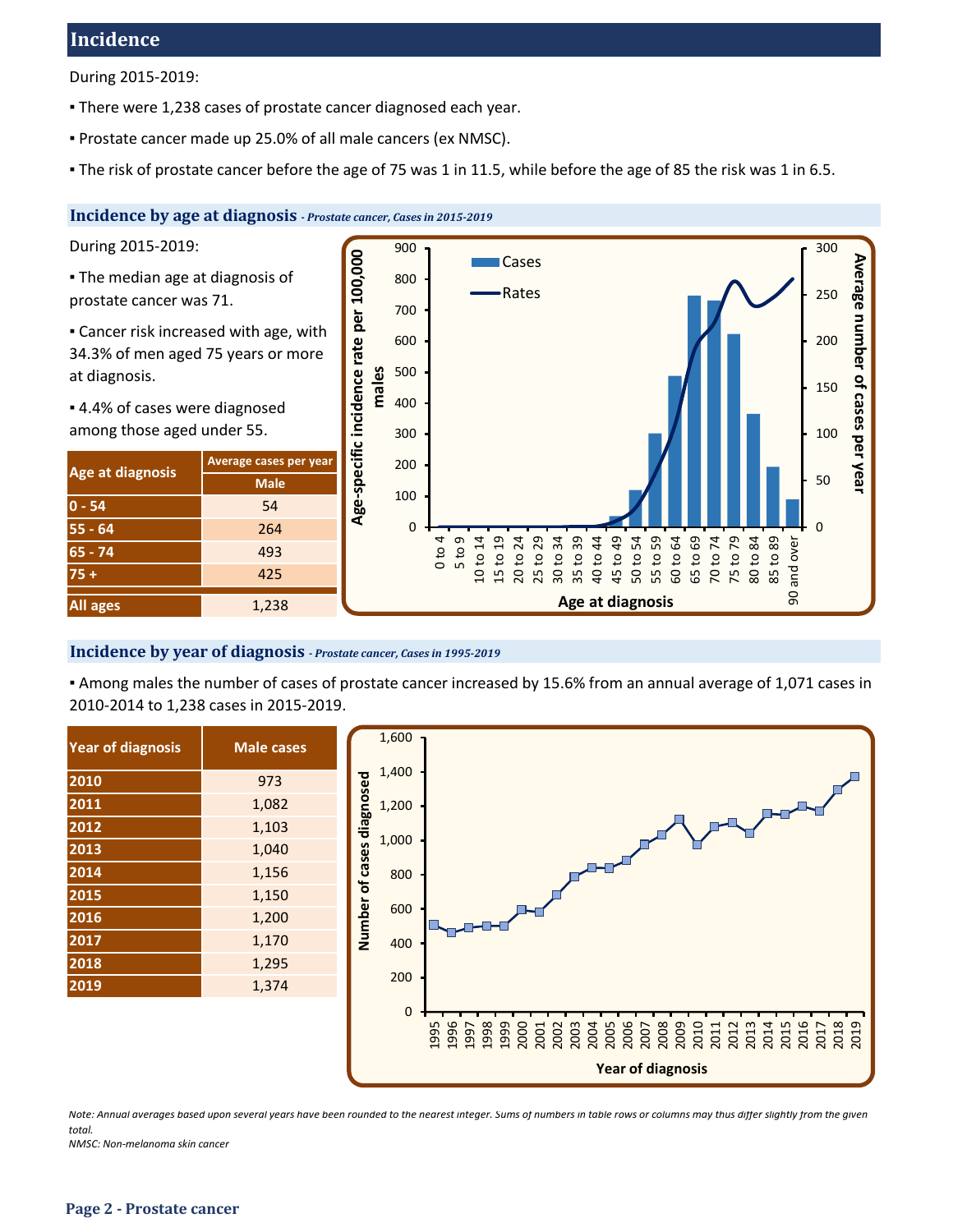## Incidence

During 2015-2019:

- There were 1,238 cases of prostate cancer diagnosed each year.
- Prostate cancer made up 25.0% of all male cancers (ex NMSC).
- The risk of prostate cancer before the age of 75 was 1 in 11.5, while before the age of 85 the risk was 1 in 6.5.

### Incidence by age at diagnosis *- Prostate cancer, Cases in 2015-2019*

During 2015-2019:

- The median age at diagnosis of prostate cancer was 71.
- Cancer risk increased with age, with 34.3% of men aged 75 years or more at diagnosis.
- 4.4% of cases were diagnosed among those aged under 55.

| Age at diagnosis | Average cases per year |
|---|---|
| | Male |
| 0 - 54 | 54 |
| 55 - 64 | 264 |
| 65 - 74 | 493 |
| 75 + | 425 |
| All ages | 1,238 |

### Incidence by year of diagnosis *- Prostate cancer, Cases in 1995-2019*

- Among males the number of cases of prostate cancer increased by 15.6% from an annual average of 1,071 cases in 2010-2014 to 1,238 cases in 2015-2019.

| Year of diagnosis | Male cases |
|---|---|
| 2010 | 973 |
| 2011 | 1,082 |
| 2012 | 1,103 |
| 2013 | 1,040 |
| 2014 | 1,156 |
| 2015 | 1,150 |
| 2016 | 1,200 |
| 2017 | 1,170 |
| 2018 | 1,295 |
| 2019 | 1,374 |

*Note: Annual averages based upon several years have been rounded to the nearest integer. Sums of numbers in table rows or columns may thus differ slightly from the given total.*

*NMSC: Non-melanoma skin cancer*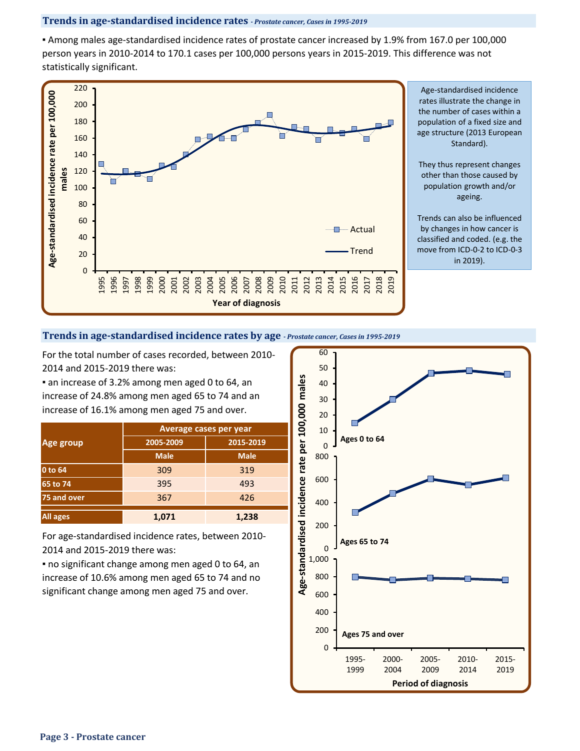## Trends in age-standardised incidence rates *- Prostate cancer, Cases in 1995-2019*

▪ Among males age-standardised incidence rates of prostate cancer increased by 1.9% from 167.0 per 100,000 person years in 2010-2014 to 170.1 cases per 100,000 persons years in 2015-2019. This difference was not statistically significant.

Age-standardised incidence rates illustrate the change in the number of cases within a population of a fixed size and age structure (2013 European Standard).

They thus represent changes other than those caused by population growth and/or ageing.

Trends can also be influenced by changes in how cancer is classified and coded. (e.g. the move from ICD-0-2 to ICD-0-3 in 2019).

## Trends in age-standardised incidence rates by age *- Prostate cancer, Cases in 1995-2019*

For the total number of cases recorded, between 2010-2014 and 2015-2019 there was:

▪ an increase of 3.2% among men aged 0 to 64, an increase of 24.8% among men aged 65 to 74 and an increase of 16.1% among men aged 75 and over.

| Age group | Average cases per year | |
|---|---|---|
| | 2005-2009 | 2015-2019 |
| | Male | Male |
| 0 to 64 | 309 | 319 |
| 65 to 74 | 395 | 493 |
| 75 and over | 367 | 426 |
| **All ages** | **1,071** | **1,238** |

For age-standardised incidence rates, between 2010-2014 and 2015-2019 there was:

▪ no significant change among men aged 0 to 64, an increase of 10.6% among men aged 65 to 74 and no significant change among men aged 75 and over.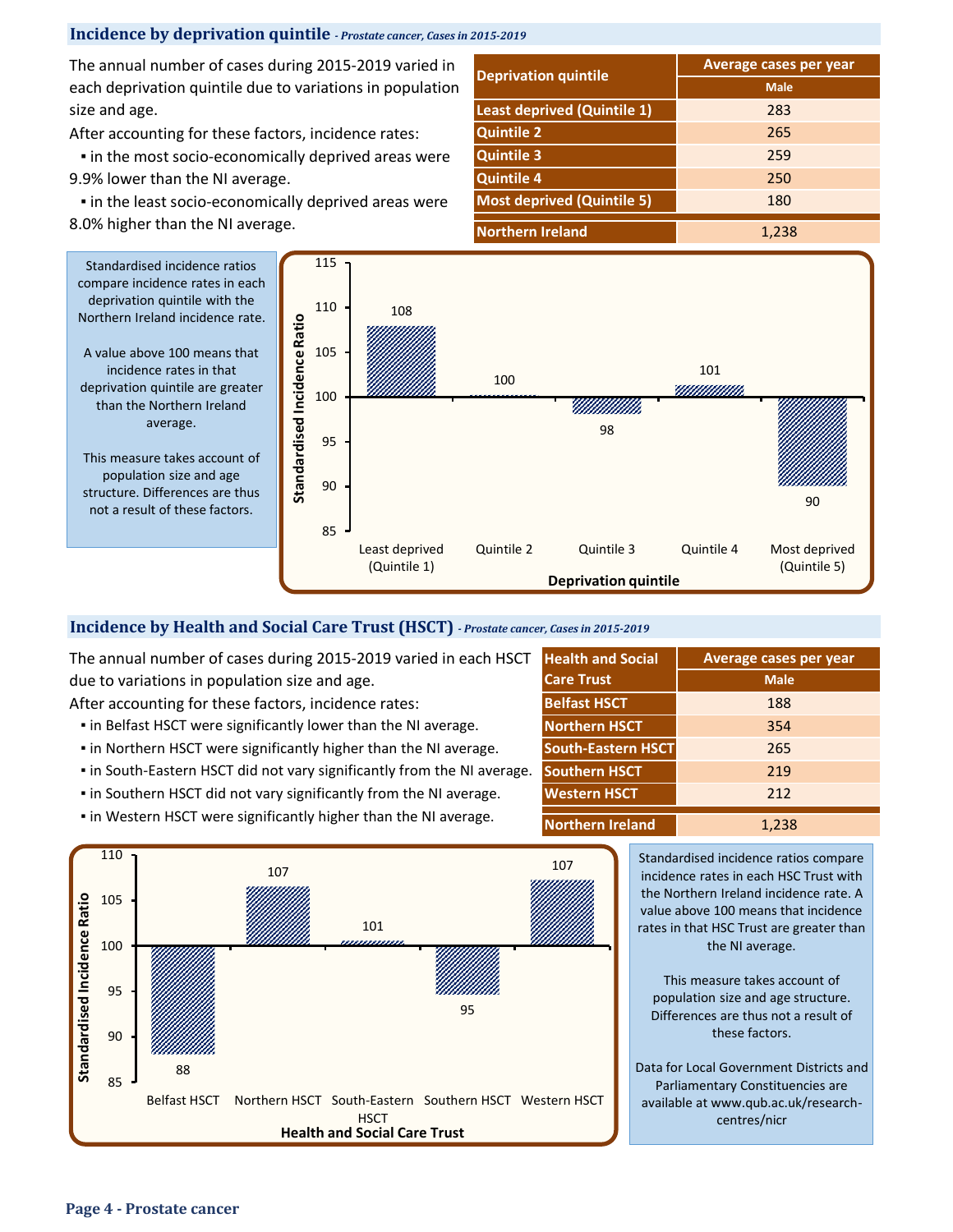## Incidence by deprivation quintile *- Prostate cancer, Cases in 2015-2019*

The annual number of cases during 2015-2019 varied in each deprivation quintile due to variations in population size and age.

After accounting for these factors, incidence rates:

- in the most socio-economically deprived areas were 9.9% lower than the NI average.
- in the least socio-economically deprived areas were 8.0% higher than the NI average.

| Deprivation quintile | Average cases per year |
|---|---|
| | Male |
| Least deprived (Quintile 1) | 283 |
| Quintile 2 | 265 |
| Quintile 3 | 259 |
| Quintile 4 | 250 |
| Most deprived (Quintile 5) | 180 |
| Northern Ireland | 1,238 |

Standardised incidence ratios compare incidence rates in each deprivation quintile with the Northern Ireland incidence rate.

A value above 100 means that incidence rates in that deprivation quintile are greater than the Northern Ireland average.

This measure takes account of population size and age structure. Differences are thus not a result of these factors.

| Deprivation quintile | Standardised Incidence Ratio |
|---|---|
| Least deprived (Quintile 1) | 108 |
| Quintile 2 | 100 |
| Quintile 3 | 98 |
| Quintile 4 | 101 |
| Most deprived (Quintile 5) | 90 |

## Incidence by Health and Social Care Trust (HSCT) *- Prostate cancer, Cases in 2015-2019*

The annual number of cases during 2015-2019 varied in each HSCT due to variations in population size and age.

After accounting for these factors, incidence rates:

- in Belfast HSCT were significantly lower than the NI average.
- in Northern HSCT were significantly higher than the NI average.
- in South-Eastern HSCT did not vary significantly from the NI average.
- in Southern HSCT did not vary significantly from the NI average.
- in Western HSCT were significantly higher than the NI average.

| Health and Social Care Trust | Average cases per year |
|---|---|
| | Male |
| Belfast HSCT | 188 |
| Northern HSCT | 354 |
| South-Eastern HSCT | 265 |
| Southern HSCT | 219 |
| Western HSCT | 212 |
| Northern Ireland | 1,238 |

| Health and Social Care Trust | Standardised Incidence Ratio |
|---|---|
| Belfast HSCT | 88 |
| Northern HSCT | 107 |
| South-Eastern HSCT | 101 |
| Southern HSCT | 95 |
| Western HSCT | 107 |

Standardised incidence ratios compare incidence rates in each HSC Trust with the Northern Ireland incidence rate. A value above 100 means that incidence rates in that HSC Trust are greater than the NI average.

This measure takes account of population size and age structure. Differences are thus not a result of these factors.

Data for Local Government Districts and Parliamentary Constituencies are available at www.qub.ac.uk/research-centres/nicr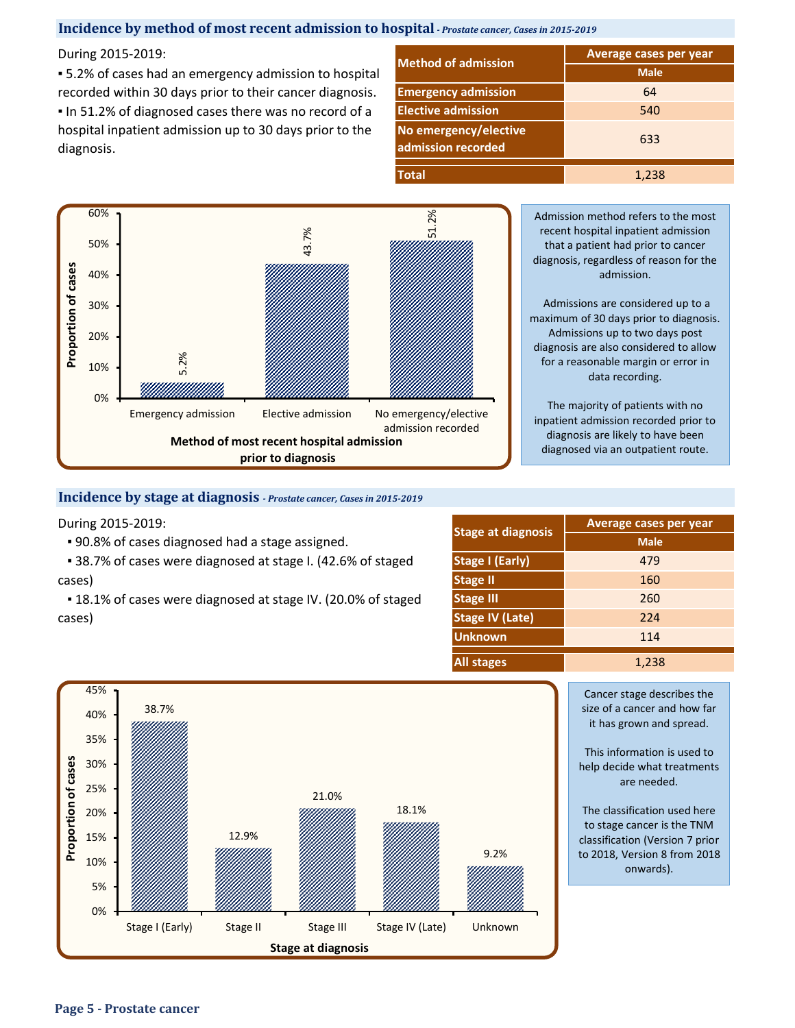## Incidence by method of most recent admission to hospital *- Prostate cancer, Cases in 2015-2019*

During 2015-2019:

- 5.2% of cases had an emergency admission to hospital recorded within 30 days prior to their cancer diagnosis.
- In 51.2% of diagnosed cases there was no record of a hospital inpatient admission up to 30 days prior to the diagnosis.

| Method of admission | Average cases per year |
|---|---|
| | Male |
| Emergency admission | 64 |
| Elective admission | 540 |
| No emergency/elective admission recorded | 633 |
| Total | 1,238 |

Proportion of cases by method of most recent hospital admission prior to diagnosis:

| Method of most recent hospital admission prior to diagnosis | Proportion of cases |
|---|---|
| Emergency admission | 5.2% |
| Elective admission | 43.7% |
| No emergency/elective admission recorded | 51.2% |

Admission method refers to the most recent hospital inpatient admission that a patient had prior to cancer diagnosis, regardless of reason for the admission.

Admissions are considered up to a maximum of 30 days prior to diagnosis. Admissions up to two days post diagnosis are also considered to allow for a reasonable margin or error in data recording.

The majority of patients with no inpatient admission recorded prior to diagnosis are likely to have been diagnosed via an outpatient route.

## Incidence by stage at diagnosis *- Prostate cancer, Cases in 2015-2019*

During 2015-2019:

- 90.8% of cases diagnosed had a stage assigned.
- 38.7% of cases were diagnosed at stage I. (42.6% of staged cases)
- 18.1% of cases were diagnosed at stage IV. (20.0% of staged cases)

| Stage at diagnosis | Average cases per year |
|---|---|
| | Male |
| Stage I (Early) | 479 |
| Stage II | 160 |
| Stage III | 260 |
| Stage IV (Late) | 224 |
| Unknown | 114 |
| All stages | 1,238 |

Proportion of cases by stage at diagnosis:

| Stage at diagnosis | Proportion of cases |
|---|---|
| Stage I (Early) | 38.7% |
| Stage II | 12.9% |
| Stage III | 21.0% |
| Stage IV (Late) | 18.1% |
| Unknown | 9.2% |

Cancer stage describes the size of a cancer and how far it has grown and spread.

This information is used to help decide what treatments are needed.

The classification used here to stage cancer is the TNM classification (Version 7 prior to 2018, Version 8 from 2018 onwards).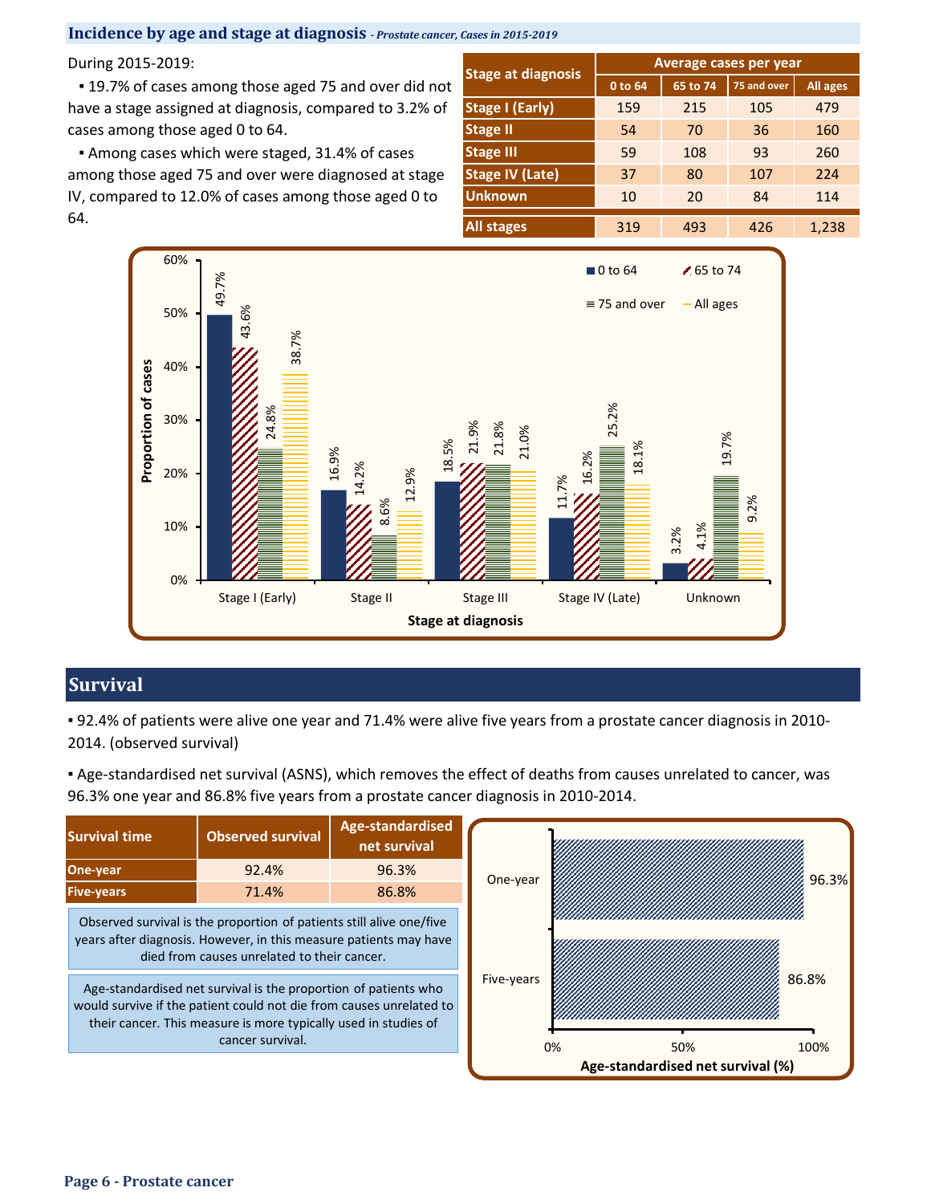## Incidence by age and stage at diagnosis *- Prostate cancer, Cases in 2015-2019*

During 2015-2019:

- 19.7% of cases among those aged 75 and over did not have a stage assigned at diagnosis, compared to 3.2% of cases among those aged 0 to 64.
- Among cases which were staged, 31.4% of cases among those aged 75 and over were diagnosed at stage IV, compared to 12.0% of cases among those aged 0 to 64.

| Stage at diagnosis | Average cases per year | | | |
|---|---|---|---|---|
| | 0 to 64 | 65 to 74 | 75 and over | All ages |
| Stage I (Early) | 159 | 215 | 105 | 479 |
| Stage II | 54 | 70 | 36 | 160 |
| Stage III | 59 | 108 | 93 | 260 |
| Stage IV (Late) | 37 | 80 | 107 | 224 |
| Unknown | 10 | 20 | 84 | 114 |
| All stages | 319 | 493 | 426 | 1,238 |

| Stage at diagnosis | 0 to 64 | 65 to 74 | 75 and over | All ages |
|---|---|---|---|---|
| Stage I (Early) | 49.7% | 43.6% | 24.8% | 38.7% |
| Stage II | 16.9% | 14.2% | 8.6% | 12.9% |
| Stage III | 18.5% | 21.9% | 21.8% | 21.0% |
| Stage IV (Late) | 11.7% | 16.2% | 25.2% | 18.1% |
| Unknown | 3.2% | 4.1% | 19.7% | 9.2% |

## Survival

- 92.4% of patients were alive one year and 71.4% were alive five years from a prostate cancer diagnosis in 2010-2014. (observed survival)
- Age-standardised net survival (ASNS), which removes the effect of deaths from causes unrelated to cancer, was 96.3% one year and 86.8% five years from a prostate cancer diagnosis in 2010-2014.

| Survival time | Observed survival | Age-standardised net survival |
|---|---|---|
| One-year | 92.4% | 96.3% |
| Five-years | 71.4% | 86.8% |

Observed survival is the proportion of patients still alive one/five years after diagnosis. However, in this measure patients may have died from causes unrelated to their cancer.

Age-standardised net survival is the proportion of patients who would survive if the patient could not die from causes unrelated to their cancer. This measure is more typically used in studies of cancer survival.

| | Age-standardised net survival (%) |
|---|---|
| One-year | 96.3% |
| Five-years | 86.8% |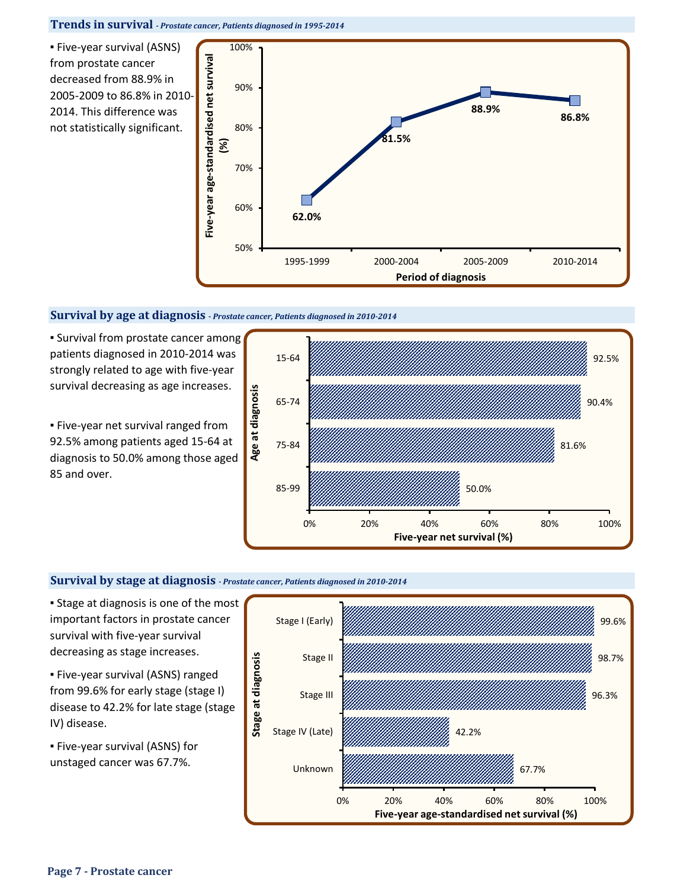## Trends in survival *- Prostate cancer, Patients diagnosed in 1995-2014*

- Five-year survival (ASNS) from prostate cancer decreased from 88.9% in 2005-2009 to 86.8% in 2010-2014. This difference was not statistically significant.

| Period of diagnosis | Five-year age-standardised net survival (%) |
|---|---|
| 1995-1999 | 62.0% |
| 2000-2004 | 81.5% |
| 2005-2009 | 88.9% |
| 2010-2014 | 86.8% |

## Survival by age at diagnosis *- Prostate cancer, Patients diagnosed in 2010-2014*

- Survival from prostate cancer among patients diagnosed in 2010-2014 was strongly related to age with five-year survival decreasing as age increases.
- Five-year net survival ranged from 92.5% among patients aged 15-64 at diagnosis to 50.0% among those aged 85 and over.

| Age at diagnosis | Five-year net survival (%) |
|---|---|
| 15-64 | 92.5% |
| 65-74 | 90.4% |
| 75-84 | 81.6% |
| 85-99 | 50.0% |

## Survival by stage at diagnosis *- Prostate cancer, Patients diagnosed in 2010-2014*

- Stage at diagnosis is one of the most important factors in prostate cancer survival with five-year survival decreasing as stage increases.
- Five-year survival (ASNS) ranged from 99.6% for early stage (stage I) disease to 42.2% for late stage (stage IV) disease.
- Five-year survival (ASNS) for unstaged cancer was 67.7%.

| Stage at diagnosis | Five-year age-standardised net survival (%) |
|---|---|
| Stage I (Early) | 99.6% |
| Stage II | 98.7% |
| Stage III | 96.3% |
| Stage IV (Late) | 42.2% |
| Unknown | 67.7% |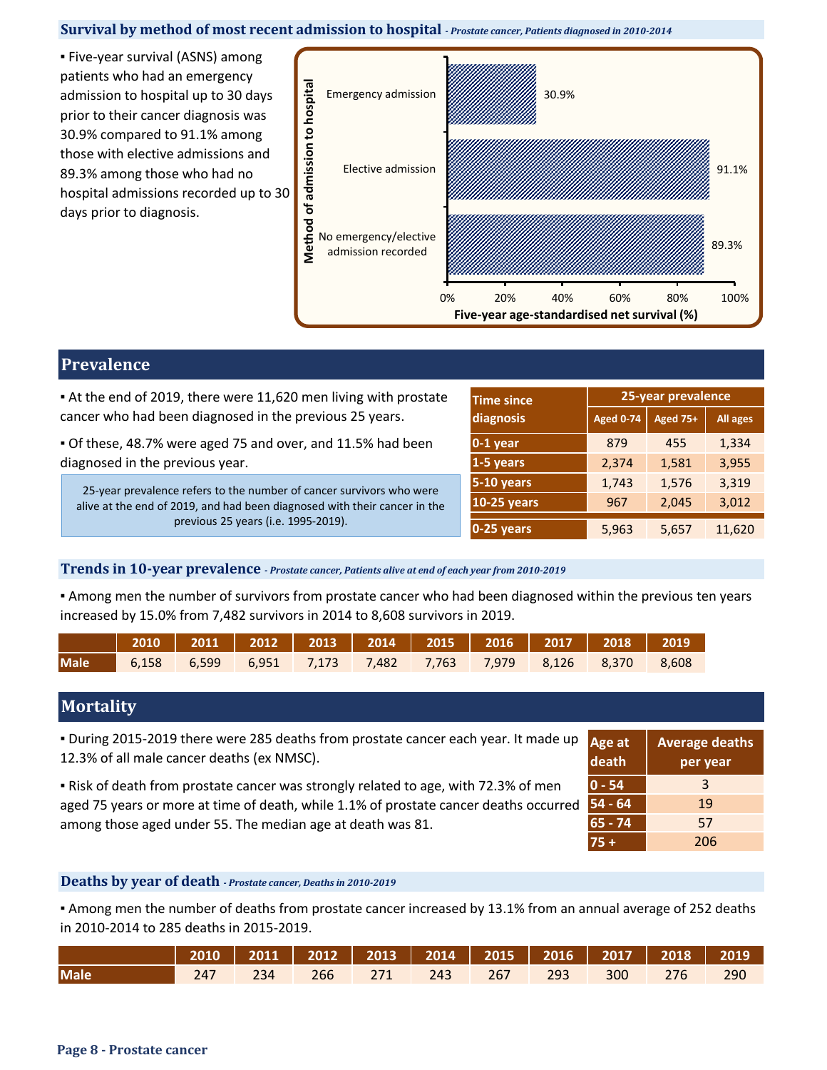### Survival by method of most recent admission to hospital *- Prostate cancer, Patients diagnosed in 2010-2014*

▪ Five-year survival (ASNS) among patients who had an emergency admission to hospital up to 30 days prior to their cancer diagnosis was 30.9% compared to 91.1% among those with elective admissions and 89.3% among those who had no hospital admissions recorded up to 30 days prior to diagnosis.

| Method of admission to hospital | Five-year age-standardised net survival (%) |
|---|---|
| Emergency admission | 30.9% |
| Elective admission | 91.1% |
| No emergency/elective admission recorded | 89.3% |

## Prevalence

▪ At the end of 2019, there were 11,620 men living with prostate cancer who had been diagnosed in the previous 25 years.

▪ Of these, 48.7% were aged 75 and over, and 11.5% had been diagnosed in the previous year.

25-year prevalence refers to the number of cancer survivors who were alive at the end of 2019, and had been diagnosed with their cancer in the previous 25 years (i.e. 1995-2019).

| Time since diagnosis | 25-year prevalence | | |
|---|---|---|---|
| | Aged 0-74 | Aged 75+ | All ages |
| 0-1 year | 879 | 455 | 1,334 |
| 1-5 years | 2,374 | 1,581 | 3,955 |
| 5-10 years | 1,743 | 1,576 | 3,319 |
| 10-25 years | 967 | 2,045 | 3,012 |
| 0-25 years | 5,963 | 5,657 | 11,620 |

### Trends in 10-year prevalence *- Prostate cancer, Patients alive at end of each year from 2010-2019*

▪ Among men the number of survivors from prostate cancer who had been diagnosed within the previous ten years increased by 15.0% from 7,482 survivors in 2014 to 8,608 survivors in 2019.

| | 2010 | 2011 | 2012 | 2013 | 2014 | 2015 | 2016 | 2017 | 2018 | 2019 |
|---|---|---|---|---|---|---|---|---|---|---|
| Male | 6,158 | 6,599 | 6,951 | 7,173 | 7,482 | 7,763 | 7,979 | 8,126 | 8,370 | 8,608 |

## Mortality

▪ During 2015-2019 there were 285 deaths from prostate cancer each year. It made up 12.3% of all male cancer deaths (ex NMSC).

▪ Risk of death from prostate cancer was strongly related to age, with 72.3% of men aged 75 years or more at time of death, while 1.1% of prostate cancer deaths occurred among those aged under 55. The median age at death was 81.

| Age at death | Average deaths per year |
|---|---|
| 0 - 54 | 3 |
| 54 - 64 | 19 |
| 65 - 74 | 57 |
| 75 + | 206 |

### Deaths by year of death *- Prostate cancer, Deaths in 2010-2019*

▪ Among men the number of deaths from prostate cancer increased by 13.1% from an annual average of 252 deaths in 2010-2014 to 285 deaths in 2015-2019.

| | 2010 | 2011 | 2012 | 2013 | 2014 | 2015 | 2016 | 2017 | 2018 | 2019 |
|---|---|---|---|---|---|---|---|---|---|---|
| Male | 247 | 234 | 266 | 271 | 243 | 267 | 293 | 300 | 276 | 290 |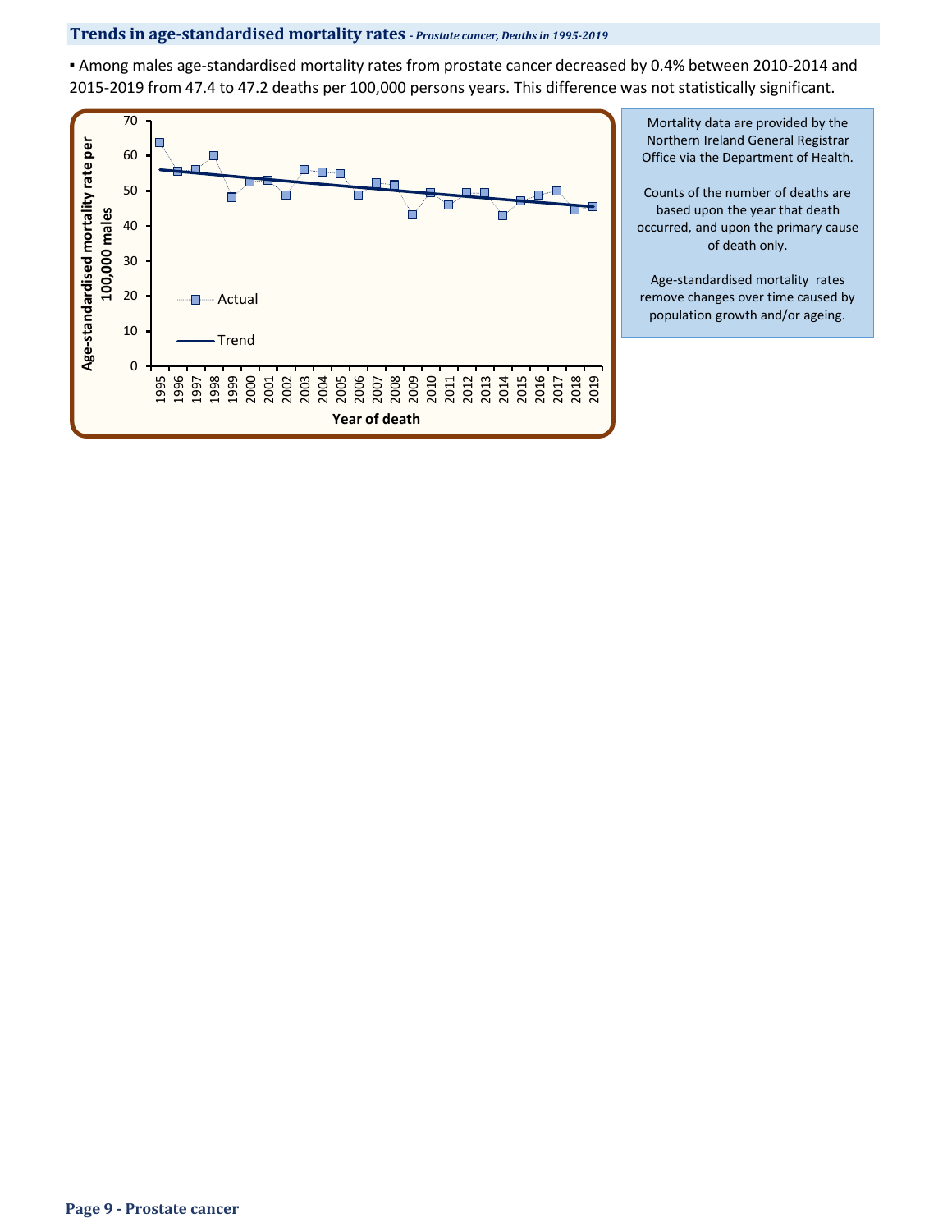## Trends in age-standardised mortality rates *- Prostate cancer, Deaths in 1995-2019*

▪ Among males age-standardised mortality rates from prostate cancer decreased by 0.4% between 2010-2014 and 2015-2019 from 47.4 to 47.2 deaths per 100,000 persons years. This difference was not statistically significant.

Mortality data are provided by the Northern Ireland General Registrar Office via the Department of Health.

Counts of the number of deaths are based upon the year that death occurred, and upon the primary cause of death only.

Age-standardised mortality rates remove changes over time caused by population growth and/or ageing.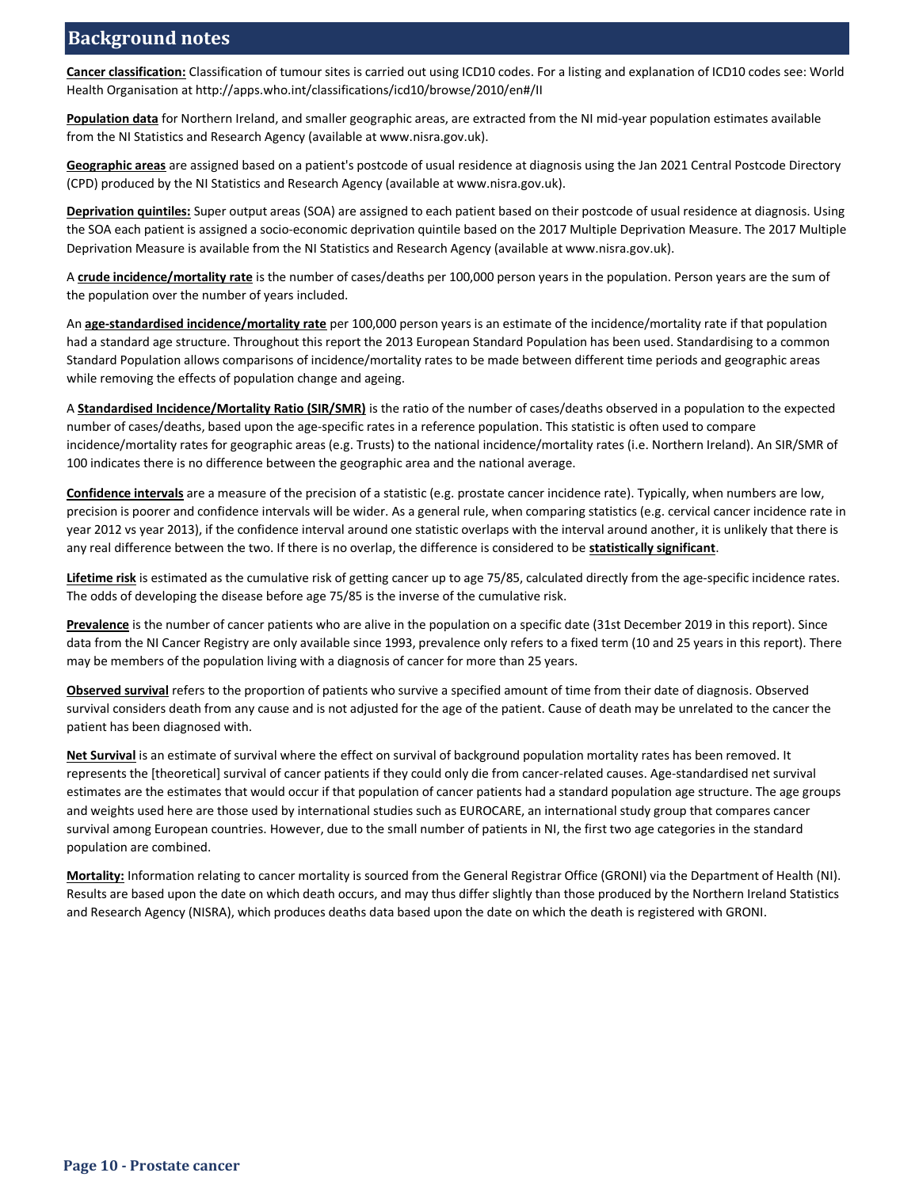## Background notes

**Cancer classification:** Classification of tumour sites is carried out using ICD10 codes. For a listing and explanation of ICD10 codes see: World Health Organisation at http://apps.who.int/classifications/icd10/browse/2010/en#/II

**Population data** for Northern Ireland, and smaller geographic areas, are extracted from the NI mid-year population estimates available from the NI Statistics and Research Agency (available at www.nisra.gov.uk).

**Geographic areas** are assigned based on a patient's postcode of usual residence at diagnosis using the Jan 2021 Central Postcode Directory (CPD) produced by the NI Statistics and Research Agency (available at www.nisra.gov.uk).

**Deprivation quintiles:** Super output areas (SOA) are assigned to each patient based on their postcode of usual residence at diagnosis. Using the SOA each patient is assigned a socio-economic deprivation quintile based on the 2017 Multiple Deprivation Measure. The 2017 Multiple Deprivation Measure is available from the NI Statistics and Research Agency (available at www.nisra.gov.uk).

A **crude incidence/mortality rate** is the number of cases/deaths per 100,000 person years in the population. Person years are the sum of the population over the number of years included.

An **age-standardised incidence/mortality rate** per 100,000 person years is an estimate of the incidence/mortality rate if that population had a standard age structure. Throughout this report the 2013 European Standard Population has been used. Standardising to a common Standard Population allows comparisons of incidence/mortality rates to be made between different time periods and geographic areas while removing the effects of population change and ageing.

A **Standardised Incidence/Mortality Ratio (SIR/SMR)** is the ratio of the number of cases/deaths observed in a population to the expected number of cases/deaths, based upon the age-specific rates in a reference population. This statistic is often used to compare incidence/mortality rates for geographic areas (e.g. Trusts) to the national incidence/mortality rates (i.e. Northern Ireland). An SIR/SMR of 100 indicates there is no difference between the geographic area and the national average.

**Confidence intervals** are a measure of the precision of a statistic (e.g. prostate cancer incidence rate). Typically, when numbers are low, precision is poorer and confidence intervals will be wider. As a general rule, when comparing statistics (e.g. cervical cancer incidence rate in year 2012 vs year 2013), if the confidence interval around one statistic overlaps with the interval around another, it is unlikely that there is any real difference between the two. If there is no overlap, the difference is considered to be **statistically significant**.

**Lifetime risk** is estimated as the cumulative risk of getting cancer up to age 75/85, calculated directly from the age-specific incidence rates. The odds of developing the disease before age 75/85 is the inverse of the cumulative risk.

**Prevalence** is the number of cancer patients who are alive in the population on a specific date (31st December 2019 in this report). Since data from the NI Cancer Registry are only available since 1993, prevalence only refers to a fixed term (10 and 25 years in this report). There may be members of the population living with a diagnosis of cancer for more than 25 years.

**Observed survival** refers to the proportion of patients who survive a specified amount of time from their date of diagnosis. Observed survival considers death from any cause and is not adjusted for the age of the patient. Cause of death may be unrelated to the cancer the patient has been diagnosed with.

**Net Survival** is an estimate of survival where the effect on survival of background population mortality rates has been removed. It represents the [theoretical] survival of cancer patients if they could only die from cancer-related causes. Age-standardised net survival estimates are the estimates that would occur if that population of cancer patients had a standard population age structure. The age groups and weights used here are those used by international studies such as EUROCARE, an international study group that compares cancer survival among European countries. However, due to the small number of patients in NI, the first two age categories in the standard population are combined.

**Mortality:** Information relating to cancer mortality is sourced from the General Registrar Office (GRONI) via the Department of Health (NI). Results are based upon the date on which death occurs, and may thus differ slightly than those produced by the Northern Ireland Statistics and Research Agency (NISRA), which produces deaths data based upon the date on which the death is registered with GRONI.